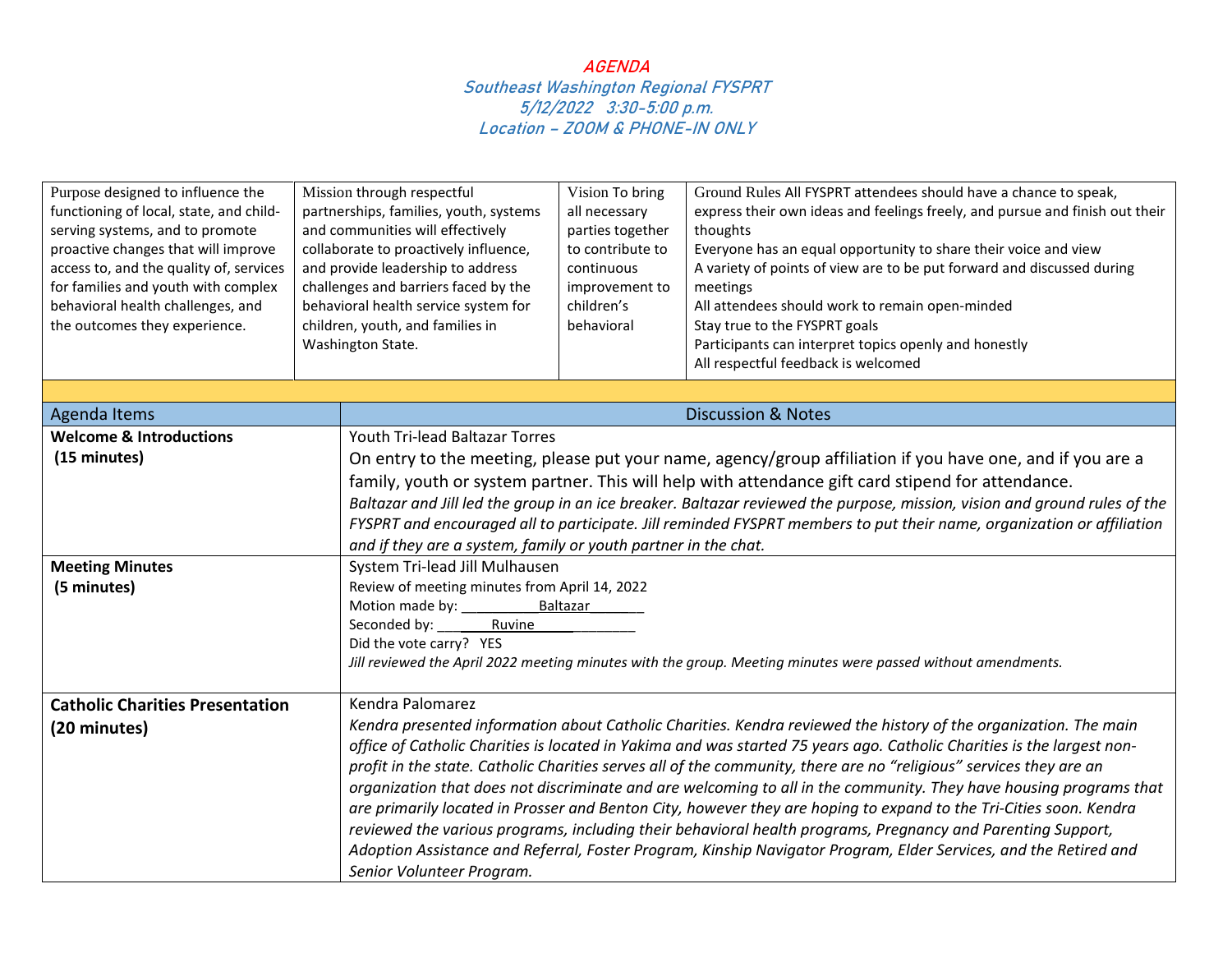# AGENDA

## Southeast Washington Regional FYSPRT

## 5/12/2022 3:30-5:00 p.m.

## Location – ZOOM & PHONE-IN ONLY

| Purpose designed to influence the functioning of local, state, and child-serving systems, and to promote proactive changes that will improve access to, and the quality of, services for families and youth with complex behavioral health challenges, and the outcomes they experience. | Mission through respectful partnerships, families, youth, systems and communities will effectively collaborate to proactively influence, and provide leadership to address challenges and barriers faced by the behavioral health service system for children, youth, and families in Washington State. | Vision To bring all necessary parties together to contribute to continuous improvement to children's behavioral | Ground Rules All FYSPRT attendees should have a chance to speak, express their own ideas and feelings freely, and pursue and finish out their thoughts<br>Everyone has an equal opportunity to share their voice and view<br>A variety of points of view are to be put forward and discussed during meetings<br>All attendees should work to remain open-minded<br>Stay true to the FYSPRT goals<br>Participants can interpret topics openly and honestly<br>All respectful feedback is welcomed |
|---|---|---|---|

| Agenda Items | Discussion & Notes |
|---|---|
| **Welcome & Introductions (15 minutes)** | Youth Tri-lead Baltazar Torres<br>On entry to the meeting, please put your name, agency/group affiliation if you have one, and if you are a family, youth or system partner. This will help with attendance gift card stipend for attendance.<br>*Baltazar and Jill led the group in an ice breaker. Baltazar reviewed the purpose, mission, vision and ground rules of the FYSPRT and encouraged all to participate. Jill reminded FYSPRT members to put their name, organization or affiliation and if they are a system, family or youth partner in the chat.* |
| **Meeting Minutes (5 minutes)** | System Tri-lead Jill Mulhausen<br>Review of meeting minutes from April 14, 2022<br>Motion made by: __________Baltazar_______<br>Seconded by: ________Ruvine______________<br>Did the vote carry? YES<br>*Jill reviewed the April 2022 meeting minutes with the group. Meeting minutes were passed without amendments.* |
| **Catholic Charities Presentation (20 minutes)** | Kendra Palomarez<br>*Kendra presented information about Catholic Charities. Kendra reviewed the history of the organization. The main office of Catholic Charities is located in Yakima and was started 75 years ago. Catholic Charities is the largest non-profit in the state. Catholic Charities serves all of the community, there are no "religious" services they are an organization that does not discriminate and are welcoming to all in the community. They have housing programs that are primarily located in Prosser and Benton City, however they are hoping to expand to the Tri-Cities soon. Kendra reviewed the various programs, including their behavioral health programs, Pregnancy and Parenting Support, Adoption Assistance and Referral, Foster Program, Kinship Navigator Program, Elder Services, and the Retired and Senior Volunteer Program.* |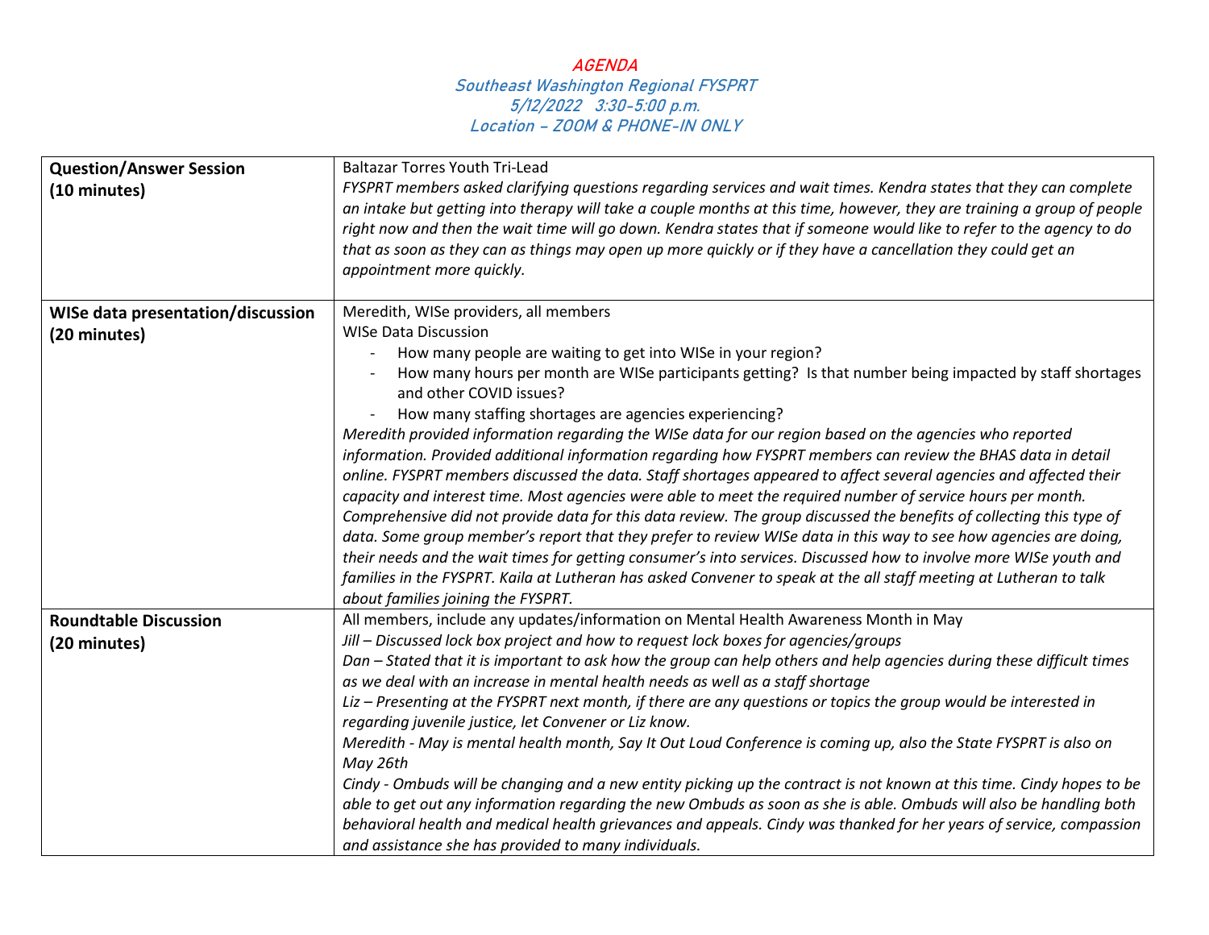*AGENDA*
*Southeast Washington Regional FYSPRT*
*5/12/2022 3:30-5:00 p.m.*
*Location – ZOOM & PHONE-IN ONLY*

| | |
|---|---|
| **Question/Answer Session (10 minutes)** | Baltazar Torres Youth Tri-Lead<br>*FYSPRT members asked clarifying questions regarding services and wait times. Kendra states that they can complete an intake but getting into therapy will take a couple months at this time, however, they are training a group of people right now and then the wait time will go down. Kendra states that if someone would like to refer to the agency to do that as soon as they can as things may open up more quickly or if they have a cancellation they could get an appointment more quickly.* |
| **WISe data presentation/discussion (20 minutes)** | Meredith, WISe providers, all members<br>WISe Data Discussion<br>- How many people are waiting to get into WISe in your region?<br>- How many hours per month are WISe participants getting? Is that number being impacted by staff shortages and other COVID issues?<br>- How many staffing shortages are agencies experiencing?<br>*Meredith provided information regarding the WISe data for our region based on the agencies who reported information. Provided additional information regarding how FYSPRT members can review the BHAS data in detail online. FYSPRT members discussed the data. Staff shortages appeared to affect several agencies and affected their capacity and interest time. Most agencies were able to meet the required number of service hours per month. Comprehensive did not provide data for this data review. The group discussed the benefits of collecting this type of data. Some group member's report that they prefer to review WISe data in this way to see how agencies are doing, their needs and the wait times for getting consumer's into services. Discussed how to involve more WISe youth and families in the FYSPRT. Kaila at Lutheran has asked Convener to speak at the all staff meeting at Lutheran to talk about families joining the FYSPRT.* |
| **Roundtable Discussion (20 minutes)** | All members, include any updates/information on Mental Health Awareness Month in May<br>*Jill – Discussed lock box project and how to request lock boxes for agencies/groups*<br>*Dan – Stated that it is important to ask how the group can help others and help agencies during these difficult times as we deal with an increase in mental health needs as well as a staff shortage*<br>*Liz – Presenting at the FYSPRT next month, if there are any questions or topics the group would be interested in regarding juvenile justice, let Convener or Liz know.*<br>*Meredith - May is mental health month, Say It Out Loud Conference is coming up, also the State FYSPRT is also on May 26th*<br>*Cindy - Ombuds will be changing and a new entity picking up the contract is not known at this time. Cindy hopes to be able to get out any information regarding the new Ombuds as soon as she is able. Ombuds will also be handling both behavioral health and medical health grievances and appeals. Cindy was thanked for her years of service, compassion and assistance she has provided to many individuals.* |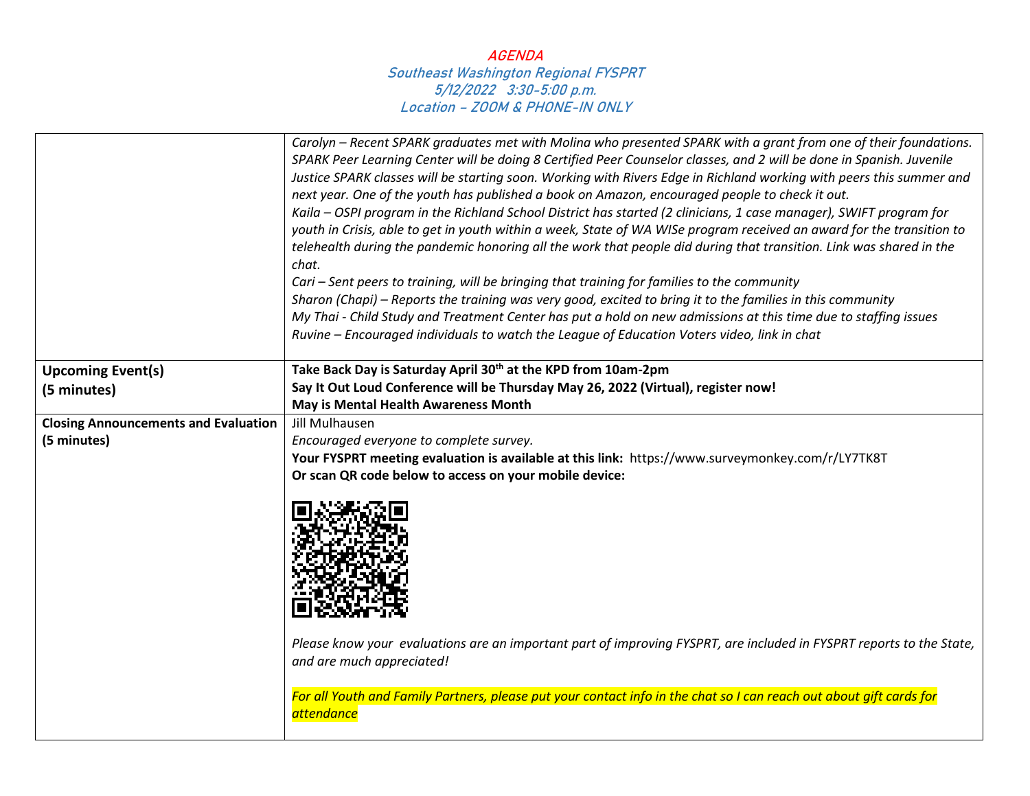# AGENDA

## Southeast Washington Regional FYSPRT
## 5/12/2022 3:30-5:00 p.m.
## Location – ZOOM & PHONE-IN ONLY

| | |
|---|---|
| | *Carolyn – Recent SPARK graduates met with Molina who presented SPARK with a grant from one of their foundations. SPARK Peer Learning Center will be doing 8 Certified Peer Counselor classes, and 2 will be done in Spanish. Juvenile Justice SPARK classes will be starting soon. Working with Rivers Edge in Richland working with peers this summer and next year. One of the youth has published a book on Amazon, encouraged people to check it out.*<br>*Kaila – OSPI program in the Richland School District has started (2 clinicians, 1 case manager), SWIFT program for youth in Crisis, able to get in youth within a week, State of WA WISe program received an award for the transition to telehealth during the pandemic honoring all the work that people did during that transition. Link was shared in the chat.*<br>*Cari – Sent peers to training, will be bringing that training for families to the community*<br>*Sharon (Chapi) – Reports the training was very good, excited to bring it to the families in this community*<br>*My Thai - Child Study and Treatment Center has put a hold on new admissions at this time due to staffing issues*<br>*Ruvine – Encouraged individuals to watch the League of Education Voters video, link in chat* |
| **Upcoming Event(s) (5 minutes)** | **Take Back Day is Saturday April 30th at the KPD from 10am-2pm**<br>**Say It Out Loud Conference will be Thursday May 26, 2022 (Virtual), register now!**<br>**May is Mental Health Awareness Month** |
| **Closing Announcements and Evaluation (5 minutes)** | Jill Mulhausen<br>*Encouraged everyone to complete survey.*<br>**Your FYSPRT meeting evaluation is available at this link:** https://www.surveymonkey.com/r/LY7TK8T<br>**Or scan QR code below to access on your mobile device:**<br><br>*Please know your evaluations are an important part of improving FYSPRT, are included in FYSPRT reports to the State, and are much appreciated!*<br><br>*For all Youth and Family Partners, please put your contact info in the chat so I can reach out about gift cards for attendance* |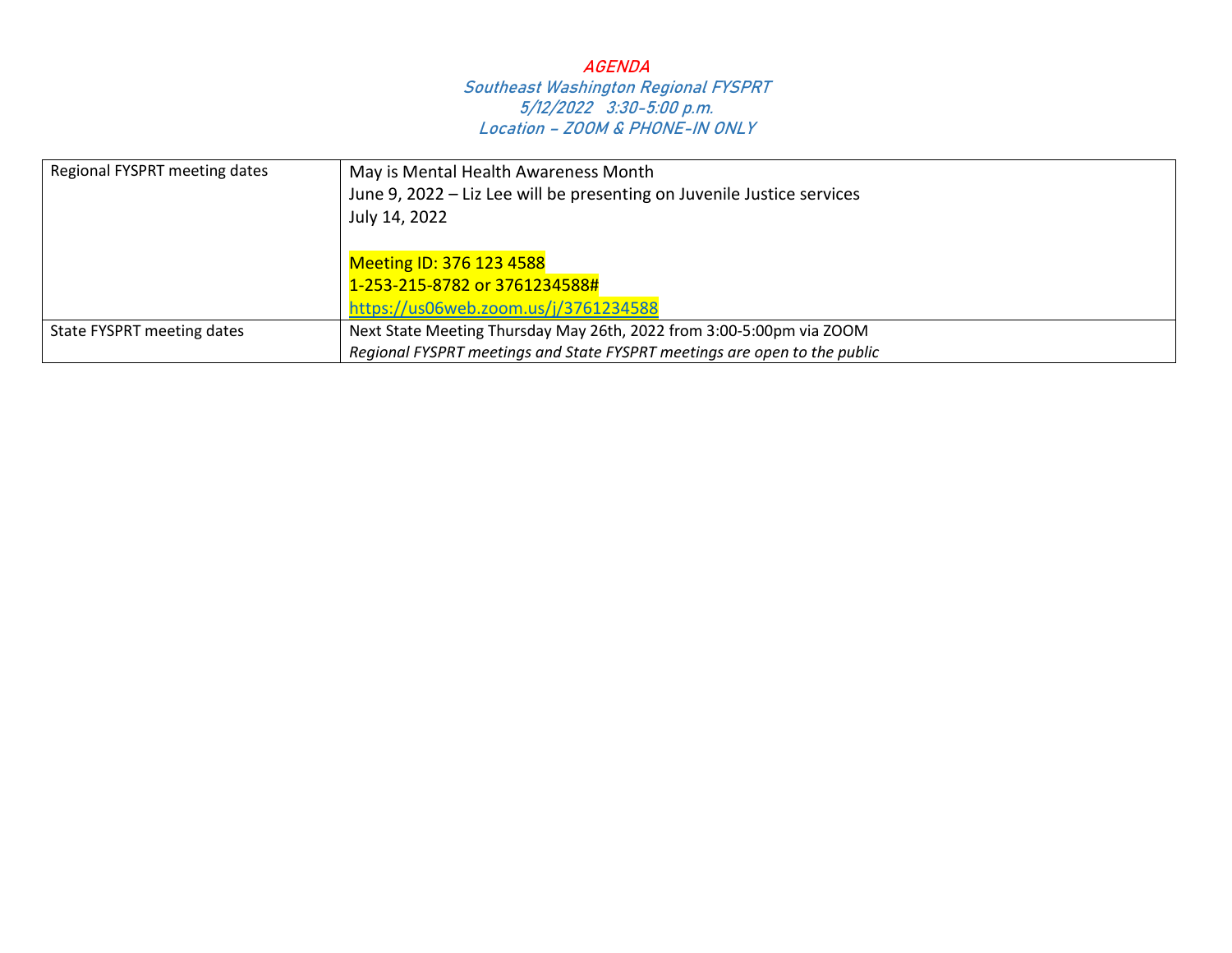**AGENDA**

**Southeast Washington Regional FYSPRT**

**5/12/2022 3:30-5:00 p.m.**

**Location – ZOOM & PHONE-IN ONLY**

| | |
|---|---|
| Regional FYSPRT meeting dates | May is Mental Health Awareness Month<br>June 9, 2022 – Liz Lee will be presenting on Juvenile Justice services<br>July 14, 2022<br><br>Meeting ID: 376 123 4588<br>1-253-215-8782 or 3761234588#<br>https://us06web.zoom.us/j/3761234588 |
| State FYSPRT meeting dates | Next State Meeting Thursday May 26th, 2022 from 3:00-5:00pm via ZOOM<br>*Regional FYSPRT meetings and State FYSPRT meetings are open to the public* |